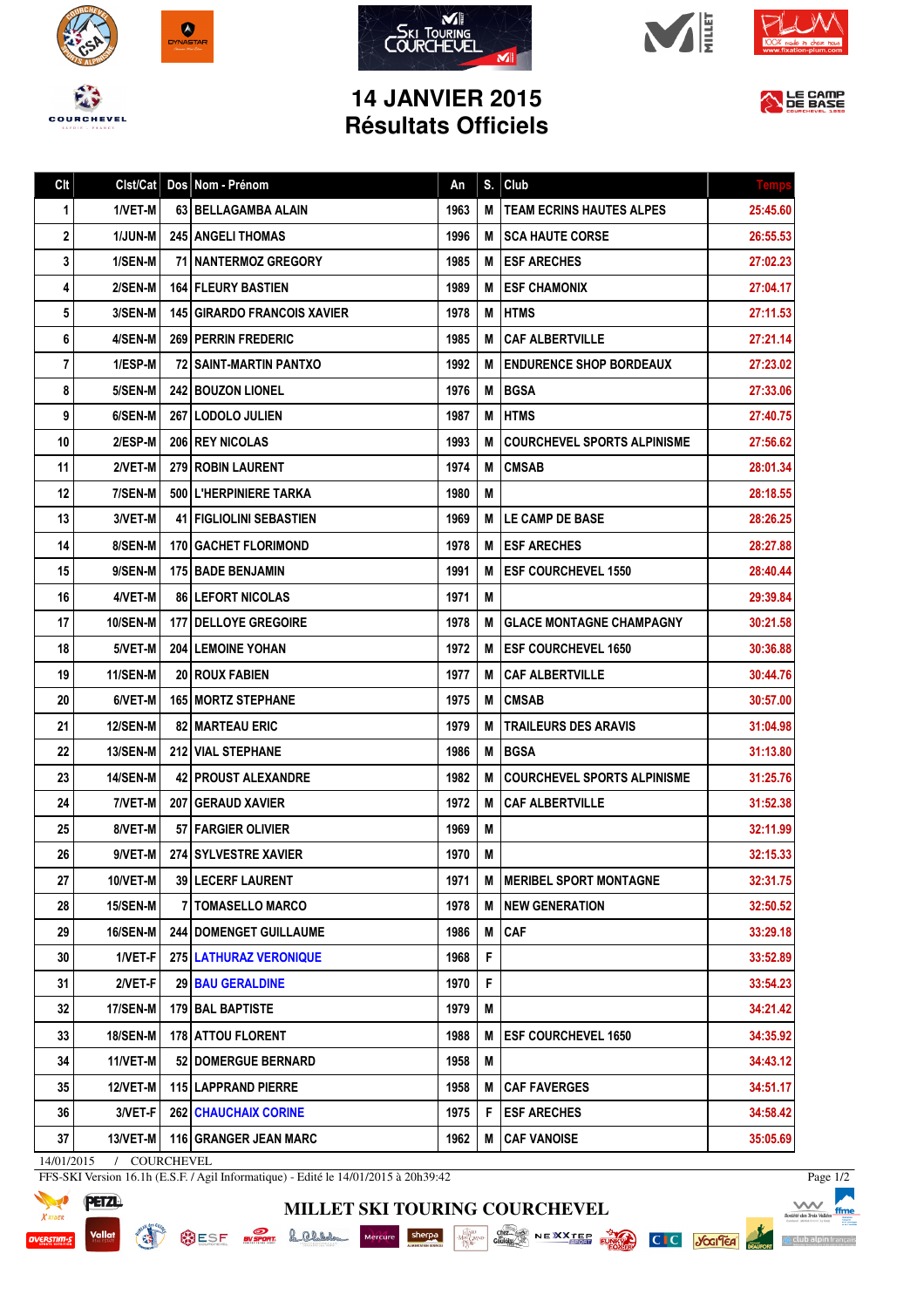# 14 JANVIER 2015
# Résultats Officiels

| Clt | Clst/Cat | Dos | Nom - Prénom | An | S. | Club | Temps |
|---|---|---|---|---|---|---|---|
| 1 | 1/VET-M | 63 | BELLAGAMBA ALAIN | 1963 | M | TEAM ECRINS HAUTES ALPES | 25:45.60 |
| 2 | 1/JUN-M | 245 | ANGELI THOMAS | 1996 | M | SCA HAUTE CORSE | 26:55.53 |
| 3 | 1/SEN-M | 71 | NANTERMOZ GREGORY | 1985 | M | ESF ARECHES | 27:02.23 |
| 4 | 2/SEN-M | 164 | FLEURY BASTIEN | 1989 | M | ESF CHAMONIX | 27:04.17 |
| 5 | 3/SEN-M | 145 | GIRARDO FRANCOIS XAVIER | 1978 | M | HTMS | 27:11.53 |
| 6 | 4/SEN-M | 269 | PERRIN FREDERIC | 1985 | M | CAF ALBERTVILLE | 27:21.14 |
| 7 | 1/ESP-M | 72 | SAINT-MARTIN PANTXO | 1992 | M | ENDURENCE SHOP BORDEAUX | 27:23.02 |
| 8 | 5/SEN-M | 242 | BOUZON LIONEL | 1976 | M | BGSA | 27:33.06 |
| 9 | 6/SEN-M | 267 | LODOLO JULIEN | 1987 | M | HTMS | 27:40.75 |
| 10 | 2/ESP-M | 206 | REY NICOLAS | 1993 | M | COURCHEVEL SPORTS ALPINISME | 27:56.62 |
| 11 | 2/VET-M | 279 | ROBIN LAURENT | 1974 | M | CMSAB | 28:01.34 |
| 12 | 7/SEN-M | 500 | L'HERPINIERE TARKA | 1980 | M | | 28:18.55 |
| 13 | 3/VET-M | 41 | FIGLIOLINI SEBASTIEN | 1969 | M | LE CAMP DE BASE | 28:26.25 |
| 14 | 8/SEN-M | 170 | GACHET FLORIMOND | 1978 | M | ESF ARECHES | 28:27.88 |
| 15 | 9/SEN-M | 175 | BADE BENJAMIN | 1991 | M | ESF COURCHEVEL 1550 | 28:40.44 |
| 16 | 4/VET-M | 86 | LEFORT NICOLAS | 1971 | M | | 29:39.84 |
| 17 | 10/SEN-M | 177 | DELLOYE GREGOIRE | 1978 | M | GLACE MONTAGNE CHAMPAGNY | 30:21.58 |
| 18 | 5/VET-M | 204 | LEMOINE YOHAN | 1972 | M | ESF COURCHEVEL 1650 | 30:36.88 |
| 19 | 11/SEN-M | 20 | ROUX FABIEN | 1977 | M | CAF ALBERTVILLE | 30:44.76 |
| 20 | 6/VET-M | 165 | MORTZ STEPHANE | 1975 | M | CMSAB | 30:57.00 |
| 21 | 12/SEN-M | 82 | MARTEAU ERIC | 1979 | M | TRAILEURS DES ARAVIS | 31:04.98 |
| 22 | 13/SEN-M | 212 | VIAL STEPHANE | 1986 | M | BGSA | 31:13.80 |
| 23 | 14/SEN-M | 42 | PROUST ALEXANDRE | 1982 | M | COURCHEVEL SPORTS ALPINISME | 31:25.76 |
| 24 | 7/VET-M | 207 | GERAUD XAVIER | 1972 | M | CAF ALBERTVILLE | 31:52.38 |
| 25 | 8/VET-M | 57 | FARGIER OLIVIER | 1969 | M | | 32:11.99 |
| 26 | 9/VET-M | 274 | SYLVESTRE XAVIER | 1970 | M | | 32:15.33 |
| 27 | 10/VET-M | 39 | LECERF LAURENT | 1971 | M | MERIBEL SPORT MONTAGNE | 32:31.75 |
| 28 | 15/SEN-M | 7 | TOMASELLO MARCO | 1978 | M | NEW GENERATION | 32:50.52 |
| 29 | 16/SEN-M | 244 | DOMENGET GUILLAUME | 1986 | M | CAF | 33:29.18 |
| 30 | 1/VET-F | 275 | LATHURAZ VERONIQUE | 1968 | F | | 33:52.89 |
| 31 | 2/VET-F | 29 | BAU GERALDINE | 1970 | F | | 33:54.23 |
| 32 | 17/SEN-M | 179 | BAL BAPTISTE | 1979 | M | | 34:21.42 |
| 33 | 18/SEN-M | 178 | ATTOU FLORENT | 1988 | M | ESF COURCHEVEL 1650 | 34:35.92 |
| 34 | 11/VET-M | 52 | DOMERGUE BERNARD | 1958 | M | | 34:43.12 |
| 35 | 12/VET-M | 115 | LAPPRAND PIERRE | 1958 | M | CAF FAVERGES | 34:51.17 |
| 36 | 3/VET-F | 262 | CHAUCHAIX CORINE | 1975 | F | ESF ARECHES | 34:58.42 |
| 37 | 13/VET-M | 116 | GRANGER JEAN MARC | 1962 | M | CAF VANOISE | 35:05.69 |

14/01/2015 / COURCHEVEL

FFS-SKI Version 16.1h (E.S.F. / Agil Informatique) - Edité le 14/01/2015 à 20h39:42

MILLET SKI TOURING COURCHEVEL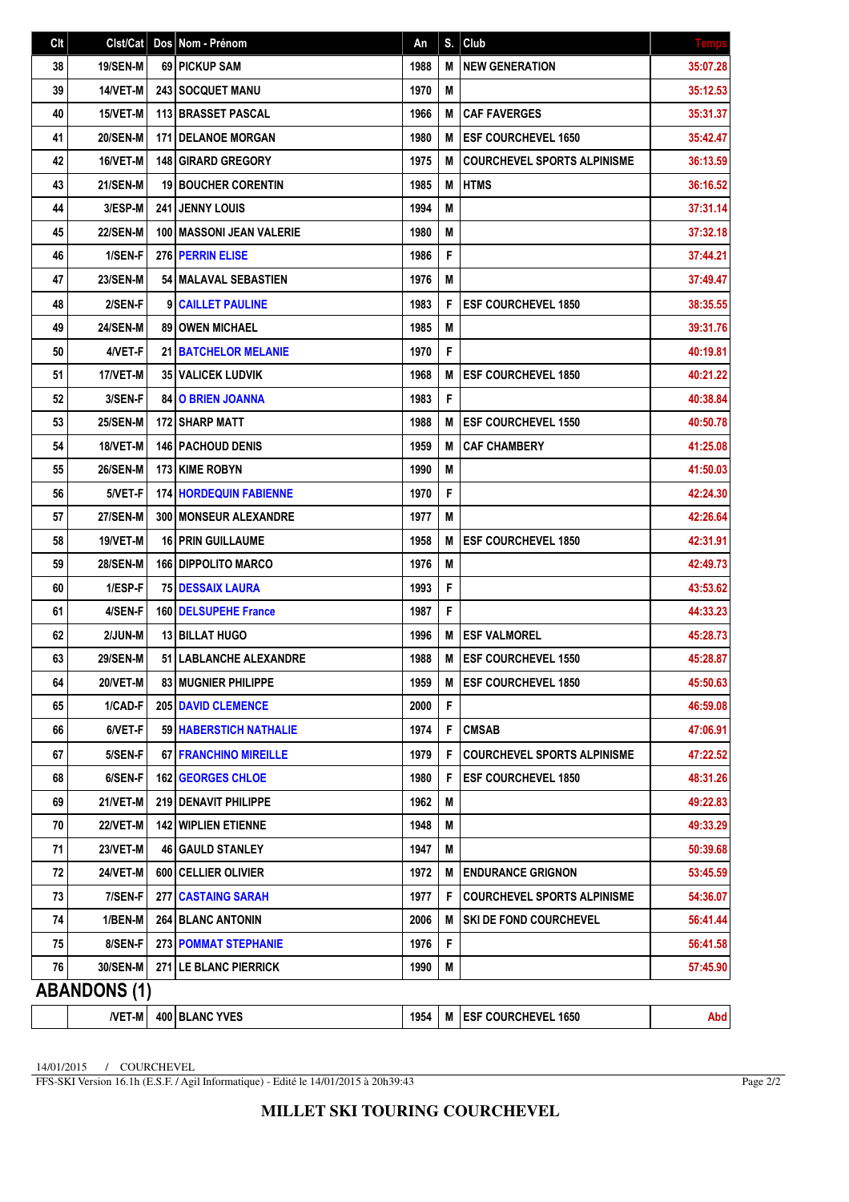| Clt | Clst/Cat | Dos | Nom - Prénom | An | S. | Club | Temps |
|---|---|---|---|---|---|---|---|
| 38 | 19/SEN-M | 69 | PICKUP SAM | 1988 | M | NEW GENERATION | 35:07.28 |
| 39 | 14/VET-M | 243 | SOCQUET MANU | 1970 | M | | 35:12.53 |
| 40 | 15/VET-M | 113 | BRASSET PASCAL | 1966 | M | CAF FAVERGES | 35:31.37 |
| 41 | 20/SEN-M | 171 | DELANOE MORGAN | 1980 | M | ESF COURCHEVEL 1650 | 35:42.47 |
| 42 | 16/VET-M | 148 | GIRARD GREGORY | 1975 | M | COURCHEVEL SPORTS ALPINISME | 36:13.59 |
| 43 | 21/SEN-M | 19 | BOUCHER CORENTIN | 1985 | M | HTMS | 36:16.52 |
| 44 | 3/ESP-M | 241 | JENNY LOUIS | 1994 | M | | 37:31.14 |
| 45 | 22/SEN-M | 100 | MASSONI JEAN VALERIE | 1980 | M | | 37:32.18 |
| 46 | 1/SEN-F | 276 | PERRIN ELISE | 1986 | F | | 37:44.21 |
| 47 | 23/SEN-M | 54 | MALAVAL SEBASTIEN | 1976 | M | | 37:49.47 |
| 48 | 2/SEN-F | 9 | CAILLET PAULINE | 1983 | F | ESF COURCHEVEL 1850 | 38:35.55 |
| 49 | 24/SEN-M | 89 | OWEN MICHAEL | 1985 | M | | 39:31.76 |
| 50 | 4/VET-F | 21 | BATCHELOR MELANIE | 1970 | F | | 40:19.81 |
| 51 | 17/VET-M | 35 | VALICEK LUDVIK | 1968 | M | ESF COURCHEVEL 1850 | 40:21.22 |
| 52 | 3/SEN-F | 84 | O BRIEN JOANNA | 1983 | F | | 40:38.84 |
| 53 | 25/SEN-M | 172 | SHARP MATT | 1988 | M | ESF COURCHEVEL 1550 | 40:50.78 |
| 54 | 18/VET-M | 146 | PACHOUD DENIS | 1959 | M | CAF CHAMBERY | 41:25.08 |
| 55 | 26/SEN-M | 173 | KIME ROBYN | 1990 | M | | 41:50.03 |
| 56 | 5/VET-F | 174 | HORDEQUIN FABIENNE | 1970 | F | | 42:24.30 |
| 57 | 27/SEN-M | 300 | MONSEUR ALEXANDRE | 1977 | M | | 42:26.64 |
| 58 | 19/VET-M | 16 | PRIN GUILLAUME | 1958 | M | ESF COURCHEVEL 1850 | 42:31.91 |
| 59 | 28/SEN-M | 166 | DIPPOLITO MARCO | 1976 | M | | 42:49.73 |
| 60 | 1/ESP-F | 75 | DESSAIX LAURA | 1993 | F | | 43:53.62 |
| 61 | 4/SEN-F | 160 | DELSUPEHE France | 1987 | F | | 44:33.23 |
| 62 | 2/JUN-M | 13 | BILLAT HUGO | 1996 | M | ESF VALMOREL | 45:28.73 |
| 63 | 29/SEN-M | 51 | LABLANCHE ALEXANDRE | 1988 | M | ESF COURCHEVEL 1550 | 45:28.87 |
| 64 | 20/VET-M | 83 | MUGNIER PHILIPPE | 1959 | M | ESF COURCHEVEL 1850 | 45:50.63 |
| 65 | 1/CAD-F | 205 | DAVID CLEMENCE | 2000 | F | | 46:59.08 |
| 66 | 6/VET-F | 59 | HABERSTICH NATHALIE | 1974 | F | CMSAB | 47:06.91 |
| 67 | 5/SEN-F | 67 | FRANCHINO MIREILLE | 1979 | F | COURCHEVEL SPORTS ALPINISME | 47:22.52 |
| 68 | 6/SEN-F | 162 | GEORGES CHLOE | 1980 | F | ESF COURCHEVEL 1850 | 48:31.26 |
| 69 | 21/VET-M | 219 | DENAVIT PHILIPPE | 1962 | M | | 49:22.83 |
| 70 | 22/VET-M | 142 | WIPLIEN ETIENNE | 1948 | M | | 49:33.29 |
| 71 | 23/VET-M | 46 | GAULD STANLEY | 1947 | M | | 50:39.68 |
| 72 | 24/VET-M | 600 | CELLIER OLIVIER | 1972 | M | ENDURANCE GRIGNON | 53:45.59 |
| 73 | 7/SEN-F | 277 | CASTAING SARAH | 1977 | F | COURCHEVEL SPORTS ALPINISME | 54:36.07 |
| 74 | 1/BEN-M | 264 | BLANC ANTONIN | 2006 | M | SKI DE FOND COURCHEVEL | 56:41.44 |
| 75 | 8/SEN-F | 273 | POMMAT STEPHANIE | 1976 | F | | 56:41.58 |
| 76 | 30/SEN-M | 271 | LE BLANC PIERRICK | 1990 | M | | 57:45.90 |

## ABANDONS (1)

| | | | | | | | |
|---|---|---|---|---|---|---|---|
| | /VET-M | 400 | BLANC YVES | 1954 | M | ESF COURCHEVEL 1650 | Abd |

14/01/2015 / COURCHEVEL

FFS-SKI Version 16.1h (E.S.F. / Agil Informatique) - Edité le 14/01/2015 à 20h39:43

**MILLET SKI TOURING COURCHEVEL**